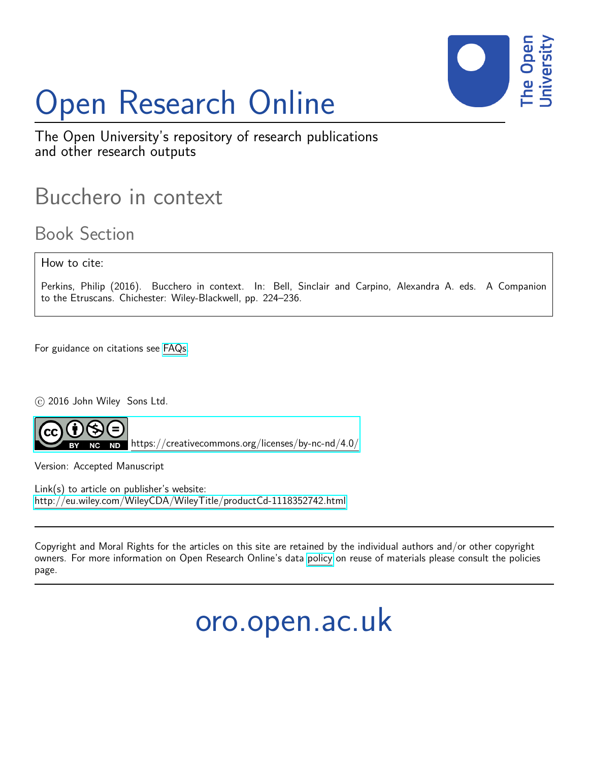# Open Research Online

The Open University's repository of research publications and other research outputs

## Bucchero in context

### Book Section

How to cite:

Perkins, Philip (2016). Bucchero in context. In: Bell, Sinclair and Carpino, Alexandra A. eds. A Companion to the Etruscans. Chichester: Wiley-Blackwell, pp. 224–236.

For guidance on citations see FAQs.

© 2016 John Wiley Sons Ltd.

https://creativecommons.org/licenses/by-nc-nd/4.0/

Version: Accepted Manuscript

Link(s) to article on publisher's website:
http://eu.wiley.com/WileyCDA/WileyTitle/productCd-1118352742.html

Copyright and Moral Rights for the articles on this site are retained by the individual authors and/or other copyright owners. For more information on Open Research Online's data policy on reuse of materials please consult the policies page.

oro.open.ac.uk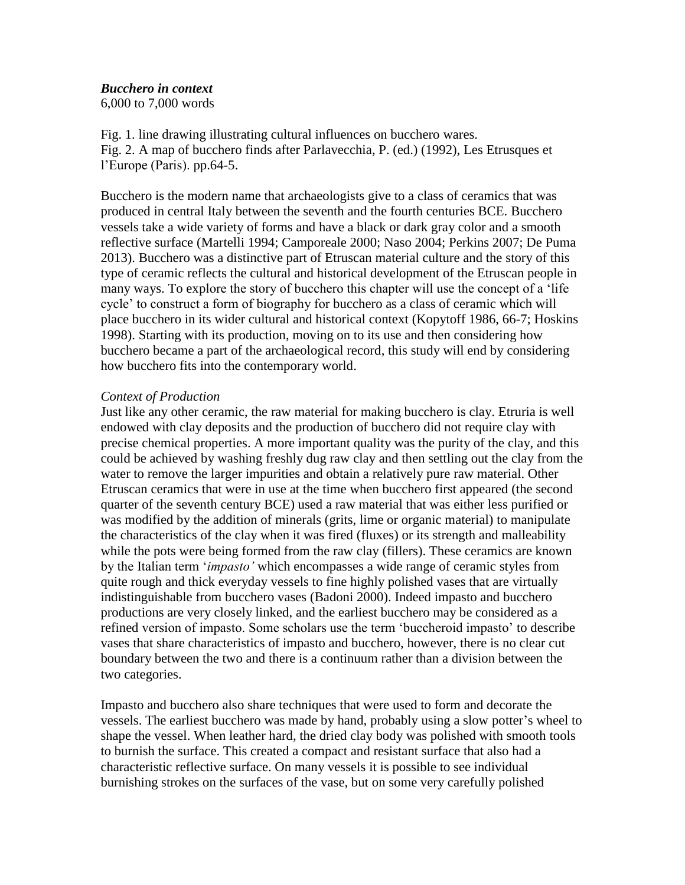***Bucchero in context***
6,000 to 7,000 words

Fig. 1. line drawing illustrating cultural influences on bucchero wares.
Fig. 2. A map of bucchero finds after Parlavecchia, P. (ed.) (1992), Les Etrusques et l'Europe (Paris). pp.64-5.

Bucchero is the modern name that archaeologists give to a class of ceramics that was produced in central Italy between the seventh and the fourth centuries BCE. Bucchero vessels take a wide variety of forms and have a black or dark gray color and a smooth reflective surface (Martelli 1994; Camporeale 2000; Naso 2004; Perkins 2007; De Puma 2013). Bucchero was a distinctive part of Etruscan material culture and the story of this type of ceramic reflects the cultural and historical development of the Etruscan people in many ways. To explore the story of bucchero this chapter will use the concept of a 'life cycle' to construct a form of biography for bucchero as a class of ceramic which will place bucchero in its wider cultural and historical context (Kopytoff 1986, 66-7; Hoskins 1998). Starting with its production, moving on to its use and then considering how bucchero became a part of the archaeological record, this study will end by considering how bucchero fits into the contemporary world.

*Context of Production*

Just like any other ceramic, the raw material for making bucchero is clay. Etruria is well endowed with clay deposits and the production of bucchero did not require clay with precise chemical properties. A more important quality was the purity of the clay, and this could be achieved by washing freshly dug raw clay and then settling out the clay from the water to remove the larger impurities and obtain a relatively pure raw material. Other Etruscan ceramics that were in use at the time when bucchero first appeared (the second quarter of the seventh century BCE) used a raw material that was either less purified or was modified by the addition of minerals (grits, lime or organic material) to manipulate the characteristics of the clay when it was fired (fluxes) or its strength and malleability while the pots were being formed from the raw clay (fillers). These ceramics are known by the Italian term '*impasto'* which encompasses a wide range of ceramic styles from quite rough and thick everyday vessels to fine highly polished vases that are virtually indistinguishable from bucchero vases (Badoni 2000). Indeed impasto and bucchero productions are very closely linked, and the earliest bucchero may be considered as a refined version of impasto. Some scholars use the term 'bucceroid impasto' to describe vases that share characteristics of impasto and bucchero, however, there is no clear cut boundary between the two and there is a continuum rather than a division between the two categories.

Impasto and bucchero also share techniques that were used to form and decorate the vessels. The earliest bucchero was made by hand, probably using a slow potter's wheel to shape the vessel. When leather hard, the dried clay body was polished with smooth tools to burnish the surface. This created a compact and resistant surface that also had a characteristic reflective surface. On many vessels it is possible to see individual burnishing strokes on the surfaces of the vase, but on some very carefully polished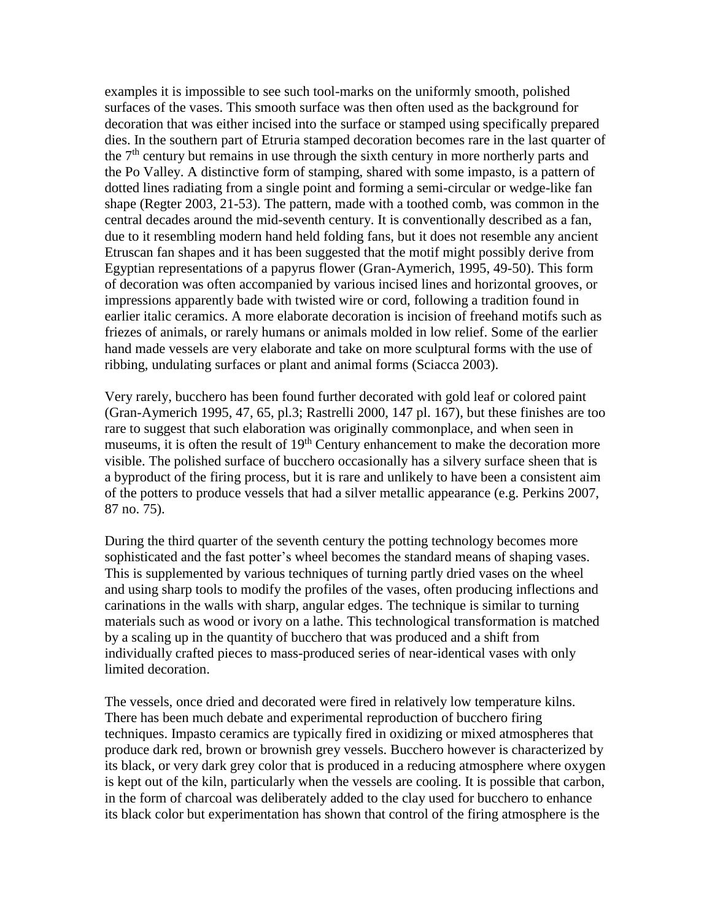examples it is impossible to see such tool-marks on the uniformly smooth, polished surfaces of the vases. This smooth surface was then often used as the background for decoration that was either incised into the surface or stamped using specifically prepared dies. In the southern part of Etruria stamped decoration becomes rare in the last quarter of the 7th century but remains in use through the sixth century in more northerly parts and the Po Valley. A distinctive form of stamping, shared with some impasto, is a pattern of dotted lines radiating from a single point and forming a semi-circular or wedge-like fan shape (Regter 2003, 21-53). The pattern, made with a toothed comb, was common in the central decades around the mid-seventh century. It is conventionally described as a fan, due to it resembling modern hand held folding fans, but it does not resemble any ancient Etruscan fan shapes and it has been suggested that the motif might possibly derive from Egyptian representations of a papyrus flower (Gran-Aymerich, 1995, 49-50). This form of decoration was often accompanied by various incised lines and horizontal grooves, or impressions apparently bade with twisted wire or cord, following a tradition found in earlier italic ceramics. A more elaborate decoration is incision of freehand motifs such as friezes of animals, or rarely humans or animals molded in low relief. Some of the earlier hand made vessels are very elaborate and take on more sculptural forms with the use of ribbing, undulating surfaces or plant and animal forms (Sciacca 2003).

Very rarely, bucchero has been found further decorated with gold leaf or colored paint (Gran-Aymerich 1995, 47, 65, pl.3; Rastrelli 2000, 147 pl. 167), but these finishes are too rare to suggest that such elaboration was originally commonplace, and when seen in museums, it is often the result of 19th Century enhancement to make the decoration more visible. The polished surface of bucchero occasionally has a silvery surface sheen that is a byproduct of the firing process, but it is rare and unlikely to have been a consistent aim of the potters to produce vessels that had a silver metallic appearance (e.g. Perkins 2007, 87 no. 75).

During the third quarter of the seventh century the potting technology becomes more sophisticated and the fast potter's wheel becomes the standard means of shaping vases. This is supplemented by various techniques of turning partly dried vases on the wheel and using sharp tools to modify the profiles of the vases, often producing inflections and carinations in the walls with sharp, angular edges. The technique is similar to turning materials such as wood or ivory on a lathe. This technological transformation is matched by a scaling up in the quantity of bucchero that was produced and a shift from individually crafted pieces to mass-produced series of near-identical vases with only limited decoration.

The vessels, once dried and decorated were fired in relatively low temperature kilns. There has been much debate and experimental reproduction of bucchero firing techniques. Impasto ceramics are typically fired in oxidizing or mixed atmospheres that produce dark red, brown or brownish grey vessels. Bucchero however is characterized by its black, or very dark grey color that is produced in a reducing atmosphere where oxygen is kept out of the kiln, particularly when the vessels are cooling. It is possible that carbon, in the form of charcoal was deliberately added to the clay used for bucchero to enhance its black color but experimentation has shown that control of the firing atmosphere is the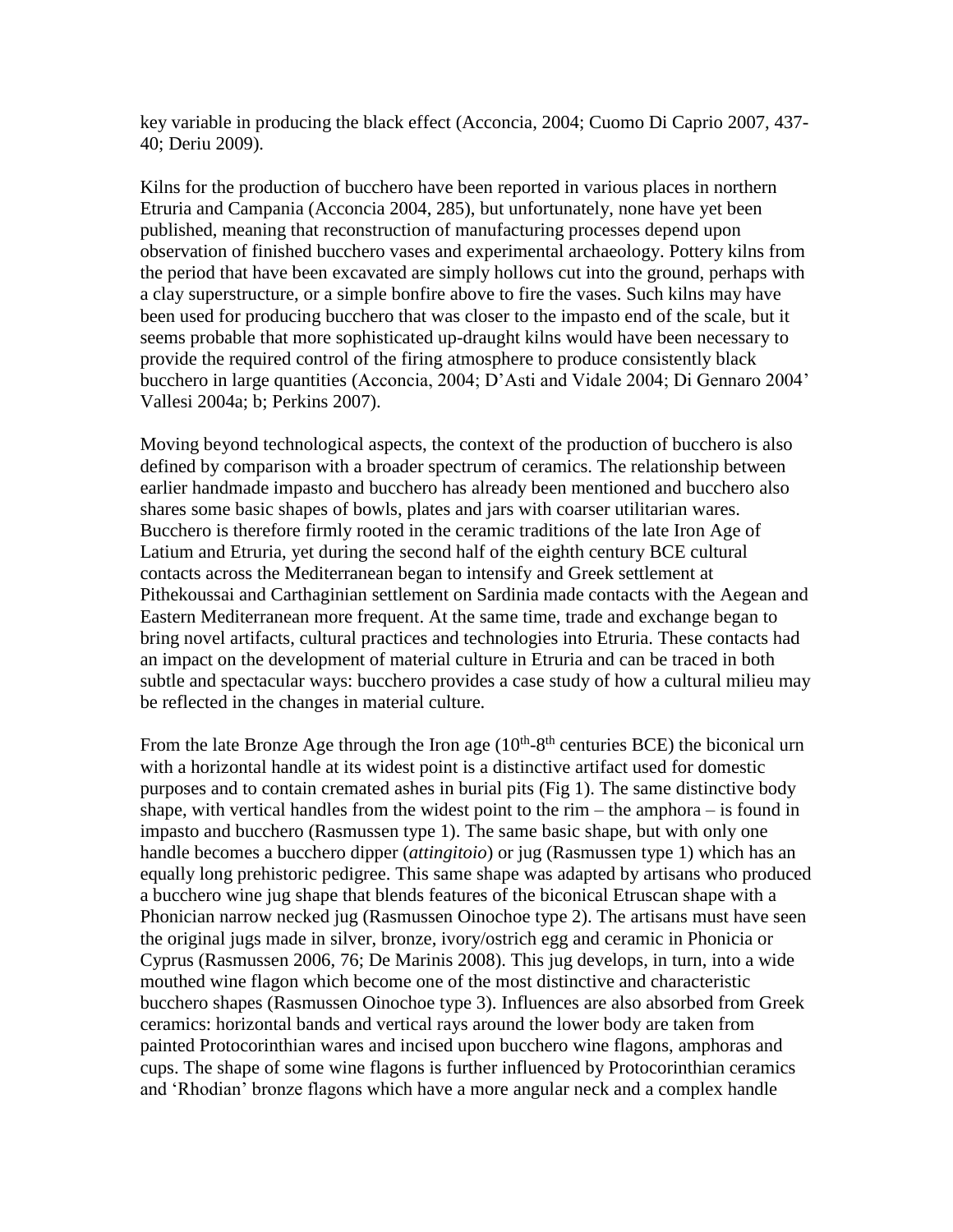key variable in producing the black effect (Acconcia, 2004; Cuomo Di Caprio 2007, 437-40; Deriu 2009).

Kilns for the production of bucchero have been reported in various places in northern Etruria and Campania (Acconcia 2004, 285), but unfortunately, none have yet been published, meaning that reconstruction of manufacturing processes depend upon observation of finished bucchero vases and experimental archaeology. Pottery kilns from the period that have been excavated are simply hollows cut into the ground, perhaps with a clay superstructure, or a simple bonfire above to fire the vases. Such kilns may have been used for producing bucchero that was closer to the impasto end of the scale, but it seems probable that more sophisticated up-draught kilns would have been necessary to provide the required control of the firing atmosphere to produce consistently black bucchero in large quantities (Acconcia, 2004; D'Asti and Vidale 2004; Di Gennaro 2004' Vallesi 2004a; b; Perkins 2007).

Moving beyond technological aspects, the context of the production of bucchero is also defined by comparison with a broader spectrum of ceramics. The relationship between earlier handmade impasto and bucchero has already been mentioned and bucchero also shares some basic shapes of bowls, plates and jars with coarser utilitarian wares. Bucchero is therefore firmly rooted in the ceramic traditions of the late Iron Age of Latium and Etruria, yet during the second half of the eighth century BCE cultural contacts across the Mediterranean began to intensify and Greek settlement at Pithekoussai and Carthaginian settlement on Sardinia made contacts with the Aegean and Eastern Mediterranean more frequent. At the same time, trade and exchange began to bring novel artifacts, cultural practices and technologies into Etruria. These contacts had an impact on the development of material culture in Etruria and can be traced in both subtle and spectacular ways: bucchero provides a case study of how a cultural milieu may be reflected in the changes in material culture.

From the late Bronze Age through the Iron age (10th-8th centuries BCE) the biconical urn with a horizontal handle at its widest point is a distinctive artifact used for domestic purposes and to contain cremated ashes in burial pits (Fig 1). The same distinctive body shape, with vertical handles from the widest point to the rim – the amphora – is found in impasto and bucchero (Rasmussen type 1). The same basic shape, but with only one handle becomes a bucchero dipper (*attingitoio*) or jug (Rasmussen type 1) which has an equally long prehistoric pedigree. This same shape was adapted by artisans who produced a bucchero wine jug shape that blends features of the biconical Etruscan shape with a Phonician narrow necked jug (Rasmussen Oinochoe type 2). The artisans must have seen the original jugs made in silver, bronze, ivory/ostrich egg and ceramic in Phonicia or Cyprus (Rasmussen 2006, 76; De Marinis 2008). This jug develops, in turn, into a wide mouthed wine flagon which become one of the most distinctive and characteristic bucchero shapes (Rasmussen Oinochoe type 3). Influences are also absorbed from Greek ceramics: horizontal bands and vertical rays around the lower body are taken from painted Protocorinthian wares and incised upon bucchero wine flagons, amphoras and cups. The shape of some wine flagons is further influenced by Protocorinthian ceramics and 'Rhodian' bronze flagons which have a more angular neck and a complex handle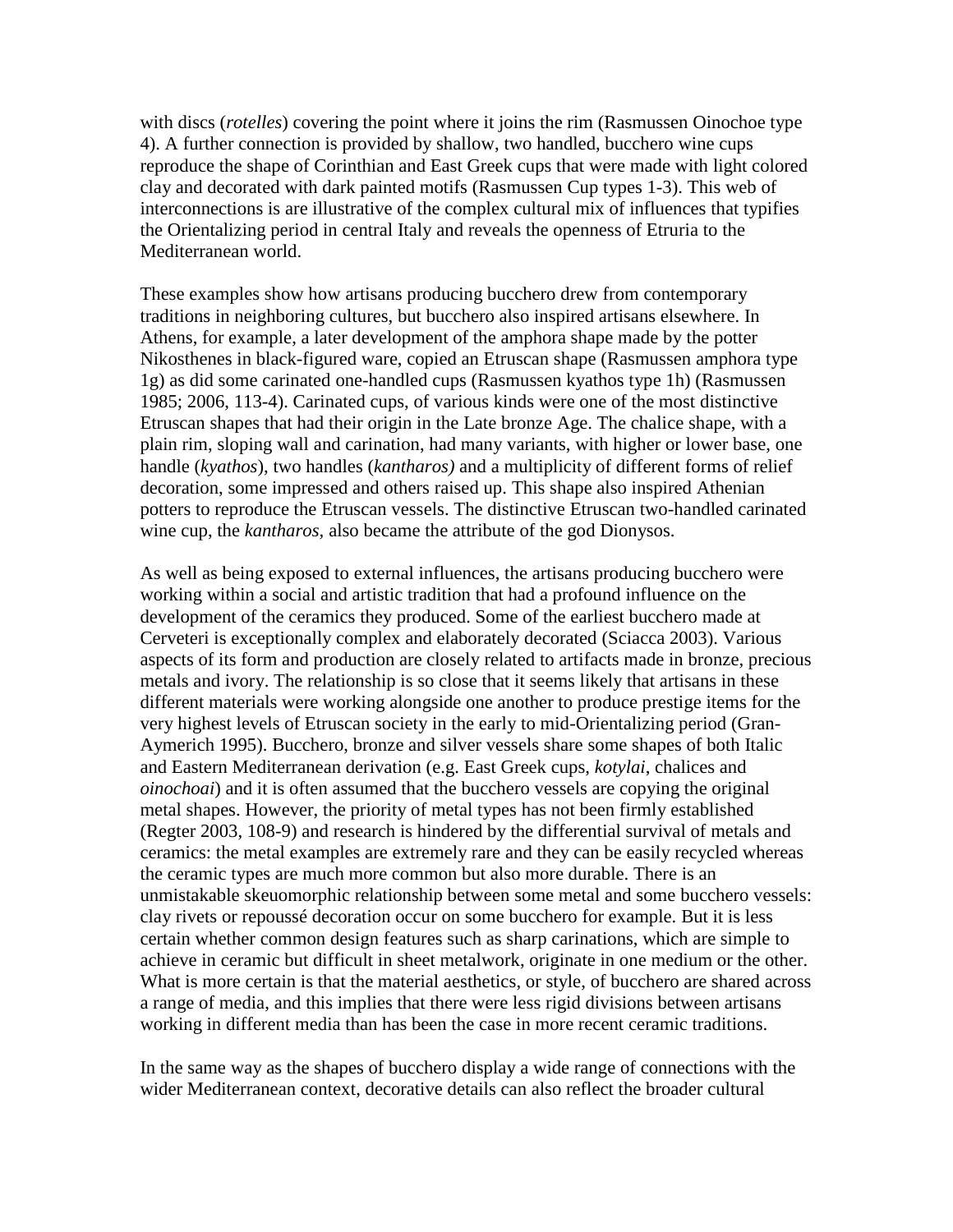with discs (*rotelles*) covering the point where it joins the rim (Rasmussen Oinochoe type 4). A further connection is provided by shallow, two handled, bucchero wine cups reproduce the shape of Corinthian and East Greek cups that were made with light colored clay and decorated with dark painted motifs (Rasmussen Cup types 1-3). This web of interconnections is are illustrative of the complex cultural mix of influences that typifies the Orientalizing period in central Italy and reveals the openness of Etruria to the Mediterranean world.

These examples show how artisans producing bucchero drew from contemporary traditions in neighboring cultures, but bucchero also inspired artisans elsewhere. In Athens, for example, a later development of the amphora shape made by the potter Nikosthenes in black-figured ware, copied an Etruscan shape (Rasmussen amphora type 1g) as did some carinated one-handled cups (Rasmussen kyathos type 1h) (Rasmussen 1985; 2006, 113-4). Carinated cups, of various kinds were one of the most distinctive Etruscan shapes that had their origin in the Late bronze Age. The chalice shape, with a plain rim, sloping wall and carination, had many variants, with higher or lower base, one handle (*kyathos*), two handles (*kantharos)* and a multiplicity of different forms of relief decoration, some impressed and others raised up. This shape also inspired Athenian potters to reproduce the Etruscan vessels. The distinctive Etruscan two-handled carinated wine cup, the *kantharos,* also became the attribute of the god Dionysos.

As well as being exposed to external influences, the artisans producing bucchero were working within a social and artistic tradition that had a profound influence on the development of the ceramics they produced. Some of the earliest bucchero made at Cerveteri is exceptionally complex and elaborately decorated (Sciacca 2003). Various aspects of its form and production are closely related to artifacts made in bronze, precious metals and ivory. The relationship is so close that it seems likely that artisans in these different materials were working alongside one another to produce prestige items for the very highest levels of Etruscan society in the early to mid-Orientalizing period (Gran-Aymerich 1995). Bucchero, bronze and silver vessels share some shapes of both Italic and Eastern Mediterranean derivation (e.g. East Greek cups, *kotylai*, chalices and *oinochoai*) and it is often assumed that the bucchero vessels are copying the original metal shapes. However, the priority of metal types has not been firmly established (Regter 2003, 108-9) and research is hindered by the differential survival of metals and ceramics: the metal examples are extremely rare and they can be easily recycled whereas the ceramic types are much more common but also more durable. There is an unmistakable skeuomorphic relationship between some metal and some bucchero vessels: clay rivets or repoussé decoration occur on some bucchero for example. But it is less certain whether common design features such as sharp carinations, which are simple to achieve in ceramic but difficult in sheet metalwork, originate in one medium or the other. What is more certain is that the material aesthetics, or style, of bucchero are shared across a range of media, and this implies that there were less rigid divisions between artisans working in different media than has been the case in more recent ceramic traditions.

In the same way as the shapes of bucchero display a wide range of connections with the wider Mediterranean context, decorative details can also reflect the broader cultural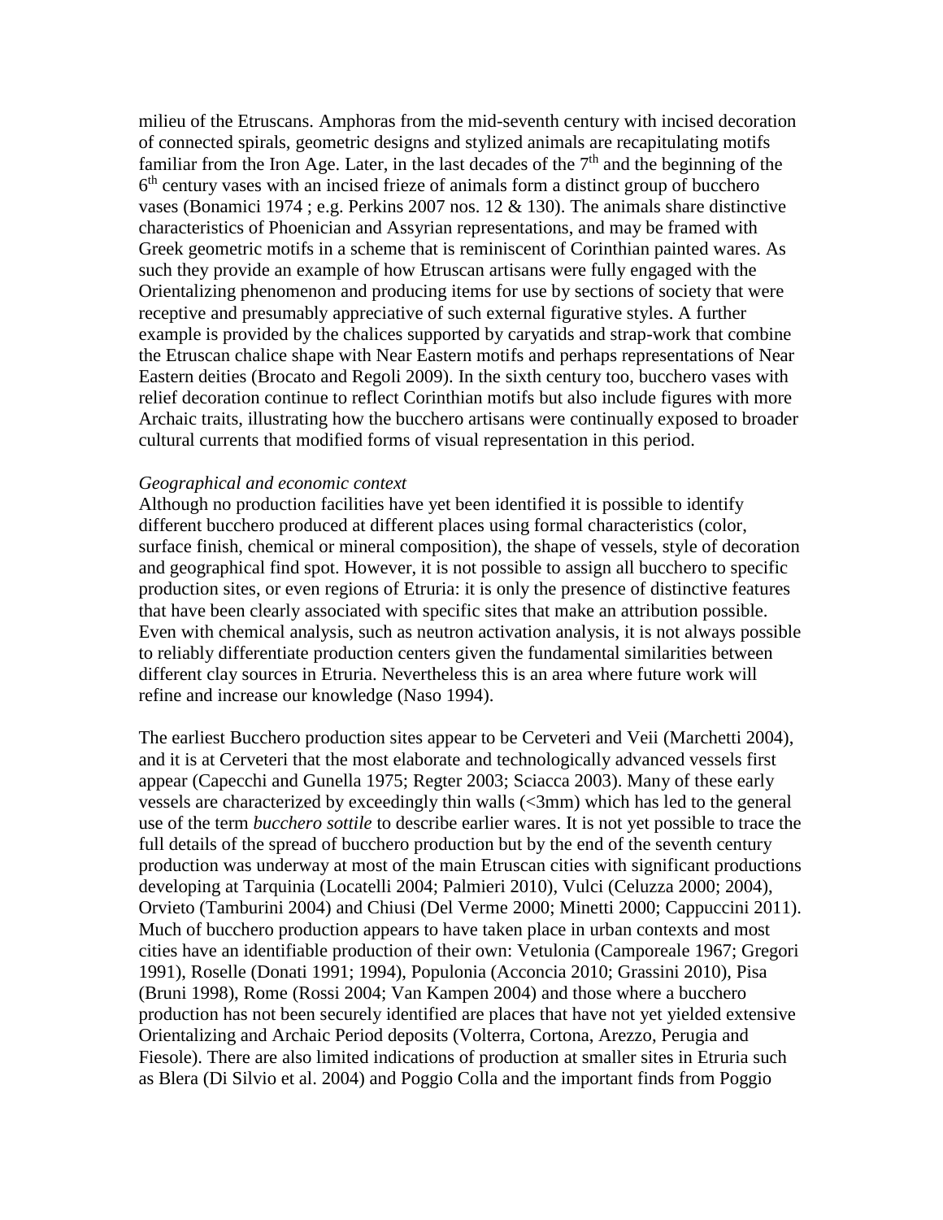milieu of the Etruscans. Amphoras from the mid-seventh century with incised decoration of connected spirals, geometric designs and stylized animals are recapitulating motifs familiar from the Iron Age. Later, in the last decades of the 7th and the beginning of the 6th century vases with an incised frieze of animals form a distinct group of bucchero vases (Bonamici 1974 ; e.g. Perkins 2007 nos. 12 & 130). The animals share distinctive characteristics of Phoenician and Assyrian representations, and may be framed with Greek geometric motifs in a scheme that is reminiscent of Corinthian painted wares. As such they provide an example of how Etruscan artisans were fully engaged with the Orientalizing phenomenon and producing items for use by sections of society that were receptive and presumably appreciative of such external figurative styles. A further example is provided by the chalices supported by caryatids and strap-work that combine the Etruscan chalice shape with Near Eastern motifs and perhaps representations of Near Eastern deities (Brocato and Regoli 2009). In the sixth century too, bucchero vases with relief decoration continue to reflect Corinthian motifs but also include figures with more Archaic traits, illustrating how the bucchero artisans were continually exposed to broader cultural currents that modified forms of visual representation in this period.

*Geographical and economic context*

Although no production facilities have yet been identified it is possible to identify different bucchero produced at different places using formal characteristics (color, surface finish, chemical or mineral composition), the shape of vessels, style of decoration and geographical find spot. However, it is not possible to assign all bucchero to specific production sites, or even regions of Etruria: it is only the presence of distinctive features that have been clearly associated with specific sites that make an attribution possible. Even with chemical analysis, such as neutron activation analysis, it is not always possible to reliably differentiate production centers given the fundamental similarities between different clay sources in Etruria. Nevertheless this is an area where future work will refine and increase our knowledge (Naso 1994).

The earliest Bucchero production sites appear to be Cerveteri and Veii (Marchetti 2004), and it is at Cerveteri that the most elaborate and technologically advanced vessels first appear (Capecchi and Gunella 1975; Regter 2003; Sciacca 2003). Many of these early vessels are characterized by exceedingly thin walls (<3mm) which has led to the general use of the term *bucchero sottile* to describe earlier wares. It is not yet possible to trace the full details of the spread of bucchero production but by the end of the seventh century production was underway at most of the main Etruscan cities with significant productions developing at Tarquinia (Locatelli 2004; Palmieri 2010), Vulci (Celuzza 2000; 2004), Orvieto (Tamburini 2004) and Chiusi (Del Verme 2000; Minetti 2000; Cappuccini 2011). Much of bucchero production appears to have taken place in urban contexts and most cities have an identifiable production of their own: Vetulonia (Camporeale 1967; Gregori 1991), Roselle (Donati 1991; 1994), Populonia (Acconcia 2010; Grassini 2010), Pisa (Bruni 1998), Rome (Rossi 2004; Van Kampen 2004) and those where a bucchero production has not been securely identified are places that have not yet yielded extensive Orientalizing and Archaic Period deposits (Volterra, Cortona, Arezzo, Perugia and Fiesole). There are also limited indications of production at smaller sites in Etruria such as Blera (Di Silvio et al. 2004) and Poggio Colla and the important finds from Poggio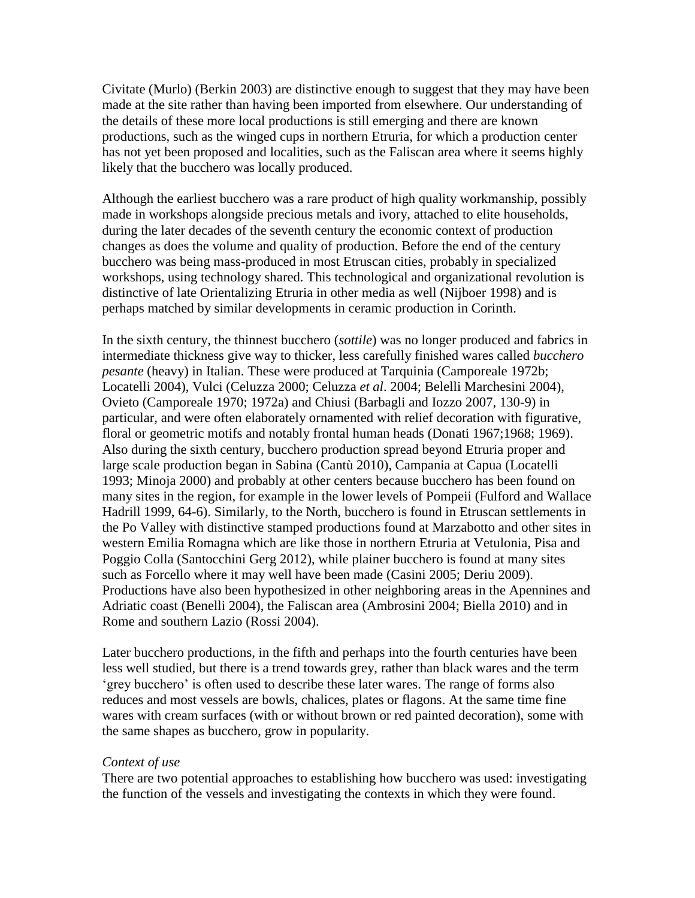Civitate (Murlo) (Berkin 2003) are distinctive enough to suggest that they may have been made at the site rather than having been imported from elsewhere. Our understanding of the details of these more local productions is still emerging and there are known productions, such as the winged cups in northern Etruria, for which a production center has not yet been proposed and localities, such as the Faliscan area where it seems highly likely that the bucchero was locally produced.

Although the earliest bucchero was a rare product of high quality workmanship, possibly made in workshops alongside precious metals and ivory, attached to elite households, during the later decades of the seventh century the economic context of production changes as does the volume and quality of production. Before the end of the century bucchero was being mass-produced in most Etruscan cities, probably in specialized workshops, using technology shared. This technological and organizational revolution is distinctive of late Orientalizing Etruria in other media as well (Nijboer 1998) and is perhaps matched by similar developments in ceramic production in Corinth.

In the sixth century, the thinnest bucchero (*sottile*) was no longer produced and fabrics in intermediate thickness give way to thicker, less carefully finished wares called *bucchero pesante* (heavy) in Italian. These were produced at Tarquinia (Camporeale 1972b; Locatelli 2004), Vulci (Celuzza 2000; Celuzza *et al*. 2004; Belelli Marchesini 2004), Ovieto (Camporeale 1970; 1972a) and Chiusi (Barbagli and Iozzo 2007, 130-9) in particular, and were often elaborately ornamented with relief decoration with figurative, floral or geometric motifs and notably frontal human heads (Donati 1967;1968; 1969). Also during the sixth century, bucchero production spread beyond Etruria proper and large scale production began in Sabina (Cantù 2010), Campania at Capua (Locatelli 1993; Minoja 2000) and probably at other centers because bucchero has been found on many sites in the region, for example in the lower levels of Pompeii (Fulford and Wallace Hadrill 1999, 64-6). Similarly, to the North, bucchero is found in Etruscan settlements in the Po Valley with distinctive stamped productions found at Marzabotto and other sites in western Emilia Romagna which are like those in northern Etruria at Vetulonia, Pisa and Poggio Colla (Santocchini Gerg 2012), while plainer bucchero is found at many sites such as Forcello where it may well have been made (Casini 2005; Deriu 2009). Productions have also been hypothesized in other neighboring areas in the Apennines and Adriatic coast (Benelli 2004), the Faliscan area (Ambrosini 2004; Biella 2010) and in Rome and southern Lazio (Rossi 2004).

Later bucchero productions, in the fifth and perhaps into the fourth centuries have been less well studied, but there is a trend towards grey, rather than black wares and the term 'grey bucchero' is often used to describe these later wares. The range of forms also reduces and most vessels are bowls, chalices, plates or flagons. At the same time fine wares with cream surfaces (with or without brown or red painted decoration), some with the same shapes as bucchero, grow in popularity.

*Context of use*

There are two potential approaches to establishing how bucchero was used: investigating the function of the vessels and investigating the contexts in which they were found.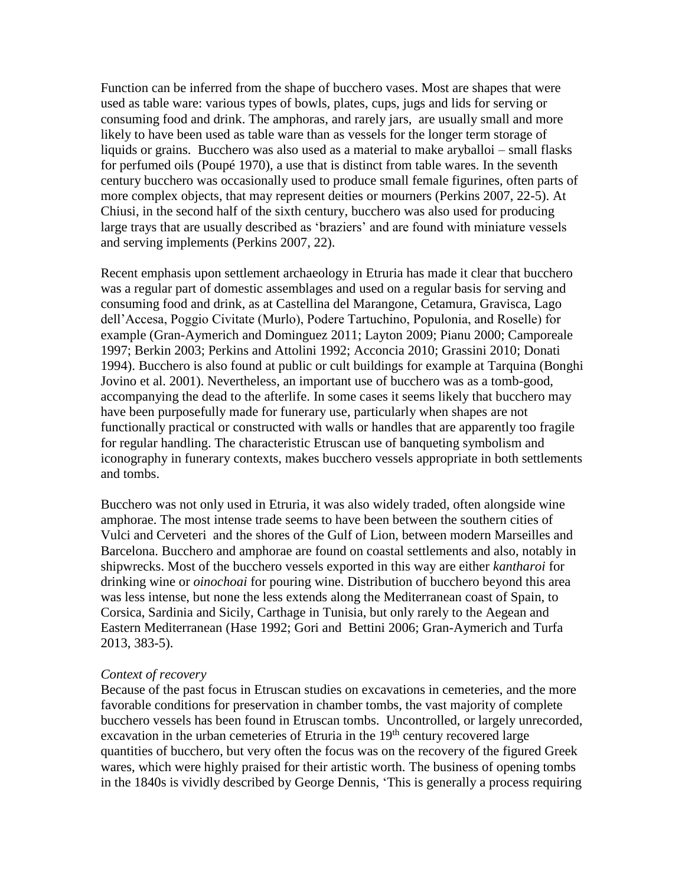Function can be inferred from the shape of bucchero vases. Most are shapes that were used as table ware: various types of bowls, plates, cups, jugs and lids for serving or consuming food and drink. The amphoras, and rarely jars, are usually small and more likely to have been used as table ware than as vessels for the longer term storage of liquids or grains. Bucchero was also used as a material to make aryballoi – small flasks for perfumed oils (Poupé 1970), a use that is distinct from table wares. In the seventh century bucchero was occasionally used to produce small female figurines, often parts of more complex objects, that may represent deities or mourners (Perkins 2007, 22-5). At Chiusi, in the second half of the sixth century, bucchero was also used for producing large trays that are usually described as 'braziers' and are found with miniature vessels and serving implements (Perkins 2007, 22).

Recent emphasis upon settlement archaeology in Etruria has made it clear that bucchero was a regular part of domestic assemblages and used on a regular basis for serving and consuming food and drink, as at Castellina del Marangone, Cetamura, Gravisca, Lago dell'Accesa, Poggio Civitate (Murlo), Podere Tartuchino, Populonia, and Roselle) for example (Gran-Aymerich and Dominguez 2011; Layton 2009; Pianu 2000; Camporeale 1997; Berkin 2003; Perkins and Attolini 1992; Acconcia 2010; Grassini 2010; Donati 1994). Bucchero is also found at public or cult buildings for example at Tarquina (Bonghi Jovino et al. 2001). Nevertheless, an important use of bucchero was as a tomb-good, accompanying the dead to the afterlife. In some cases it seems likely that bucchero may have been purposefully made for funerary use, particularly when shapes are not functionally practical or constructed with walls or handles that are apparently too fragile for regular handling. The characteristic Etruscan use of banqueting symbolism and iconography in funerary contexts, makes bucchero vessels appropriate in both settlements and tombs.

Bucchero was not only used in Etruria, it was also widely traded, often alongside wine amphorae. The most intense trade seems to have been between the southern cities of Vulci and Cerveteri and the shores of the Gulf of Lion, between modern Marseilles and Barcelona. Bucchero and amphorae are found on coastal settlements and also, notably in shipwrecks. Most of the bucchero vessels exported in this way are either *kantharoi* for drinking wine or *oinochoai* for pouring wine. Distribution of bucchero beyond this area was less intense, but none the less extends along the Mediterranean coast of Spain, to Corsica, Sardinia and Sicily, Carthage in Tunisia, but only rarely to the Aegean and Eastern Mediterranean (Hase 1992; Gori and Bettini 2006; Gran-Aymerich and Turfa 2013, 383-5).

*Context of recovery*

Because of the past focus in Etruscan studies on excavations in cemeteries, and the more favorable conditions for preservation in chamber tombs, the vast majority of complete bucchero vessels has been found in Etruscan tombs. Uncontrolled, or largely unrecorded, excavation in the urban cemeteries of Etruria in the 19th century recovered large quantities of bucchero, but very often the focus was on the recovery of the figured Greek wares, which were highly praised for their artistic worth. The business of opening tombs in the 1840s is vividly described by George Dennis, 'This is generally a process requiring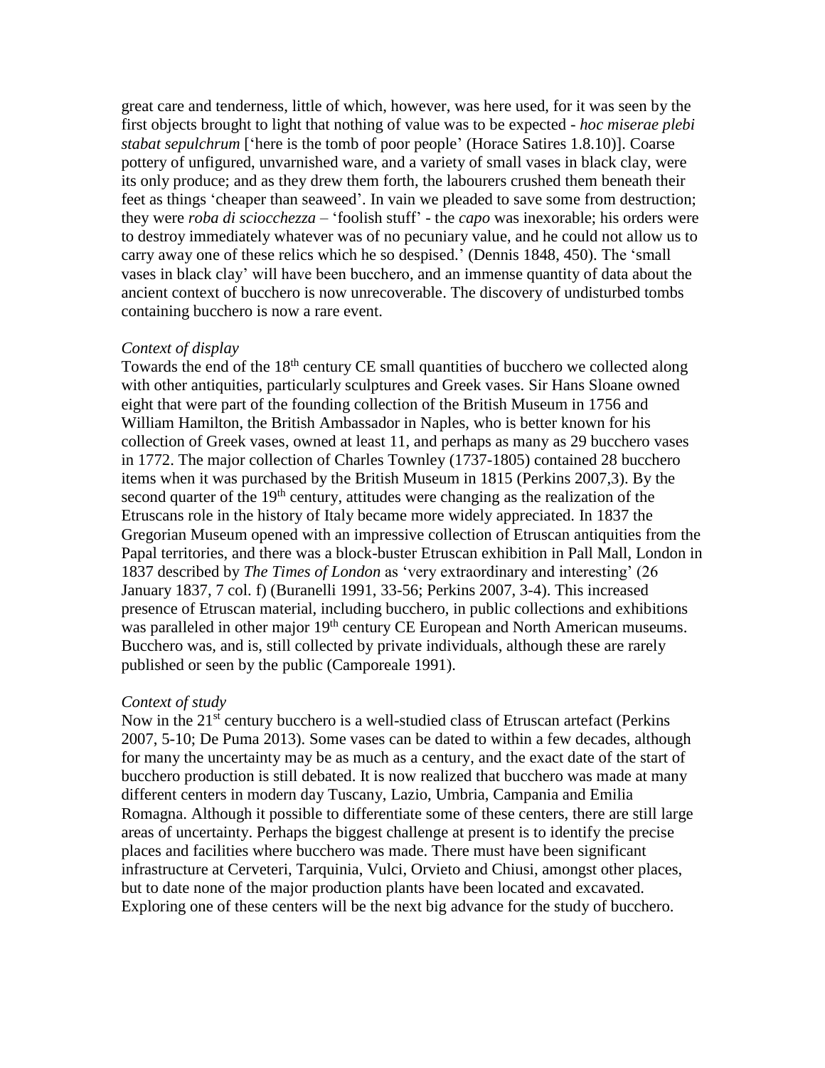great care and tenderness, little of which, however, was here used, for it was seen by the first objects brought to light that nothing of value was to be expected - *hoc miserae plebi stabat sepulchrum* ['here is the tomb of poor people' (Horace Satires 1.8.10)]. Coarse pottery of unfigured, unvarnished ware, and a variety of small vases in black clay, were its only produce; and as they drew them forth, the labourers crushed them beneath their feet as things 'cheaper than seaweed'. In vain we pleaded to save some from destruction; they were *roba di sciocchezza* – 'foolish stuff' - the *capo* was inexorable; his orders were to destroy immediately whatever was of no pecuniary value, and he could not allow us to carry away one of these relics which he so despised.' (Dennis 1848, 450). The 'small vases in black clay' will have been bucchero, and an immense quantity of data about the ancient context of bucchero is now unrecoverable. The discovery of undisturbed tombs containing bucchero is now a rare event.

*Context of display*

Towards the end of the 18th century CE small quantities of bucchero we collected along with other antiquities, particularly sculptures and Greek vases. Sir Hans Sloane owned eight that were part of the founding collection of the British Museum in 1756 and William Hamilton, the British Ambassador in Naples, who is better known for his collection of Greek vases, owned at least 11, and perhaps as many as 29 bucchero vases in 1772. The major collection of Charles Townley (1737-1805) contained 28 bucchero items when it was purchased by the British Museum in 1815 (Perkins 2007,3). By the second quarter of the 19th century, attitudes were changing as the realization of the Etruscans role in the history of Italy became more widely appreciated. In 1837 the Gregorian Museum opened with an impressive collection of Etruscan antiquities from the Papal territories, and there was a block-buster Etruscan exhibition in Pall Mall, London in 1837 described by *The Times of London* as 'very extraordinary and interesting' (26 January 1837, 7 col. f) (Buranelli 1991, 33-56; Perkins 2007, 3-4). This increased presence of Etruscan material, including bucchero, in public collections and exhibitions was paralleled in other major 19th century CE European and North American museums. Bucchero was, and is, still collected by private individuals, although these are rarely published or seen by the public (Camporeale 1991).

*Context of study*

Now in the 21st century bucchero is a well-studied class of Etruscan artefact (Perkins 2007, 5-10; De Puma 2013). Some vases can be dated to within a few decades, although for many the uncertainty may be as much as a century, and the exact date of the start of bucchero production is still debated. It is now realized that bucchero was made at many different centers in modern day Tuscany, Lazio, Umbria, Campania and Emilia Romagna. Although it possible to differentiate some of these centers, there are still large areas of uncertainty. Perhaps the biggest challenge at present is to identify the precise places and facilities where bucchero was made. There must have been significant infrastructure at Cerveteri, Tarquinia, Vulci, Orvieto and Chiusi, amongst other places, but to date none of the major production plants have been located and excavated. Exploring one of these centers will be the next big advance for the study of bucchero.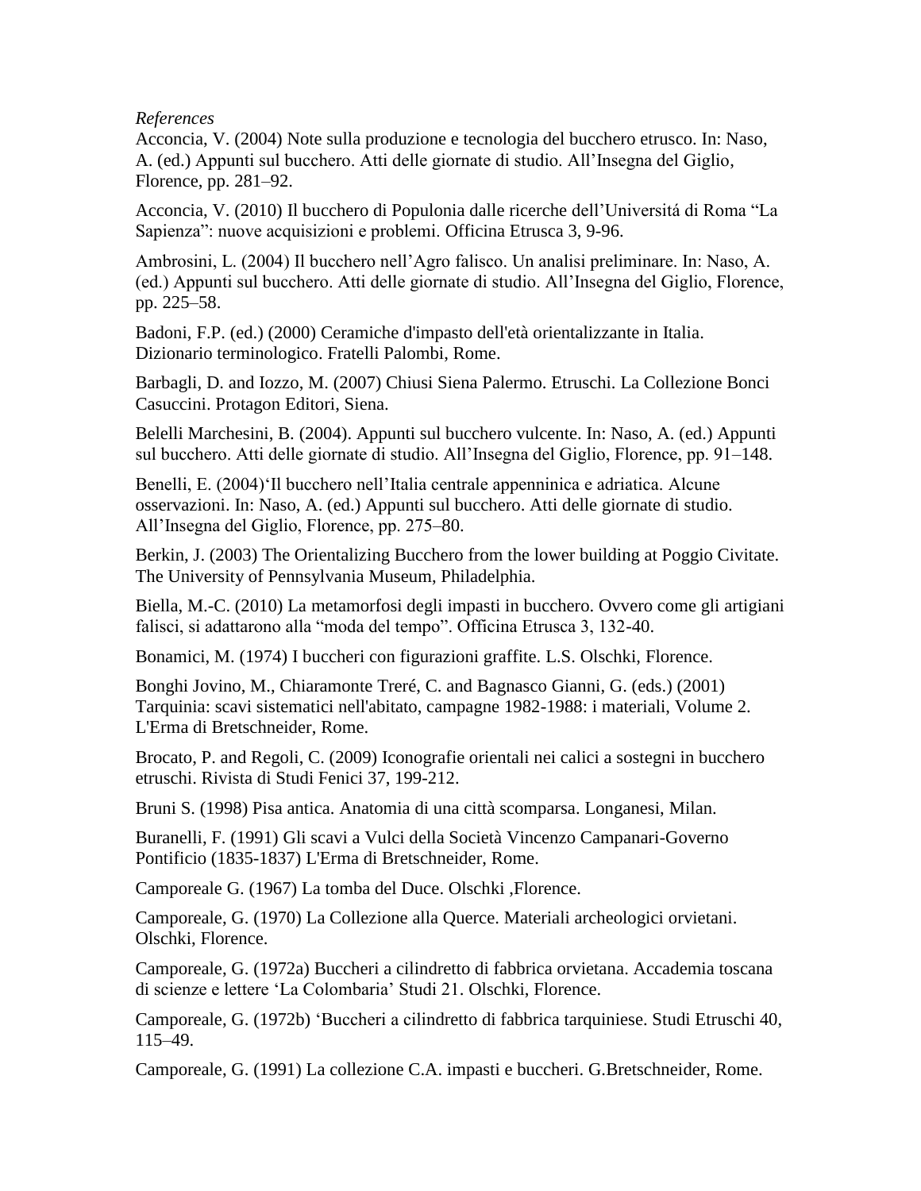*References*

Acconcia, V. (2004) Note sulla produzione e tecnologia del bucchero etrusco. In: Naso, A. (ed.) Appunti sul bucchero. Atti delle giornate di studio. All'Insegna del Giglio, Florence, pp. 281–92.

Acconcia, V. (2010) Il bucchero di Populonia dalle ricerche dell'Universitá di Roma "La Sapienza": nuove acquisizioni e problemi. Officina Etrusca 3, 9-96.

Ambrosini, L. (2004) Il bucchero nell'Agro falisco. Un analisi preliminare. In: Naso, A. (ed.) Appunti sul bucchero. Atti delle giornate di studio. All'Insegna del Giglio, Florence, pp. 225–58.

Badoni, F.P. (ed.) (2000) Ceramiche d'impasto dell'età orientalizzante in Italia. Dizionario terminologico. Fratelli Palombi, Rome.

Barbagli, D. and Iozzo, M. (2007) Chiusi Siena Palermo. Etruschi. La Collezione Bonci Casuccini. Protagon Editori, Siena.

Belelli Marchesini, B. (2004). Appunti sul bucchero vulcente. In: Naso, A. (ed.) Appunti sul bucchero. Atti delle giornate di studio. All'Insegna del Giglio, Florence, pp. 91–148.

Benelli, E. (2004)'Il bucchero nell'Italia centrale appenninica e adriatica. Alcune osservazioni. In: Naso, A. (ed.) Appunti sul bucchero. Atti delle giornate di studio. All'Insegna del Giglio, Florence, pp. 275–80.

Berkin, J. (2003) The Orientalizing Bucchero from the lower building at Poggio Civitate. The University of Pennsylvania Museum, Philadelphia.

Biella, M.-C. (2010) La metamorfosi degli impasti in bucchero. Ovvero come gli artigiani falisci, si adattarono alla "moda del tempo". Officina Etrusca 3, 132-40.

Bonamici, M. (1974) I buccheri con figurazioni graffite. L.S. Olschki, Florence.

Bonghi Jovino, M., Chiaramonte Treré, C. and Bagnasco Gianni, G. (eds.) (2001) Tarquinia: scavi sistematici nell'abitato, campagne 1982-1988: i materiali, Volume 2. L'Erma di Bretschneider, Rome.

Brocato, P. and Regoli, C. (2009) Iconografie orientali nei calici a sostegni in bucchero etruschi. Rivista di Studi Fenici 37, 199-212.

Bruni S. (1998) Pisa antica. Anatomia di una città scomparsa. Longanesi, Milan.

Buranelli, F. (1991) Gli scavi a Vulci della Società Vincenzo Campanari-Governo Pontificio (1835-1837) L'Erma di Bretschneider, Rome.

Camporeale G. (1967) La tomba del Duce. Olschki ,Florence.

Camporeale, G. (1970) La Collezione alla Querce. Materiali archeologici orvietani. Olschki, Florence.

Camporeale, G. (1972a) Buccheri a cilindretto di fabbrica orvietana. Accademia toscana di scienze e lettere 'La Colombaria' Studi 21. Olschki, Florence.

Camporeale, G. (1972b) 'Buccheri a cilindretto di fabbrica tarquiniese. Studi Etruschi 40, 115–49.

Camporeale, G. (1991) La collezione C.A. impasti e buccheri. G.Bretschneider, Rome.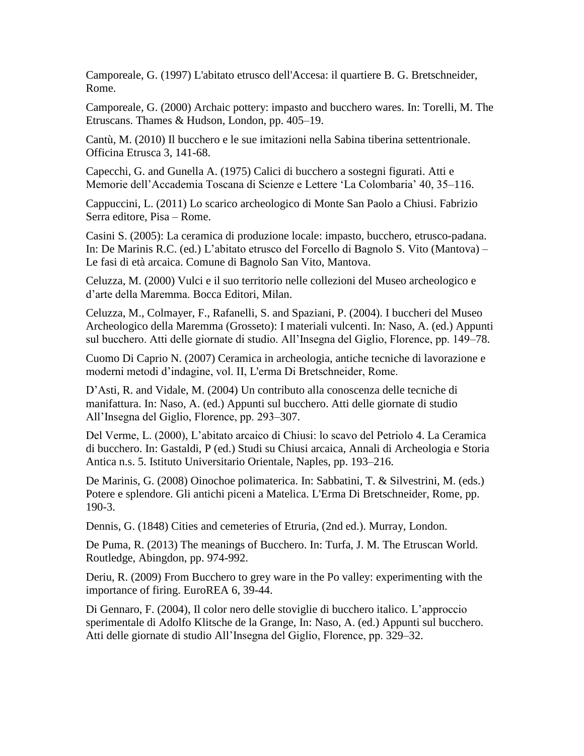Camporeale, G. (1997) L'abitato etrusco dell'Accesa: il quartiere B. G. Bretschneider, Rome.

Camporeale, G. (2000) Archaic pottery: impasto and bucchero wares. In: Torelli, M. The Etruscans. Thames & Hudson, London, pp. 405–19.

Cantù, M. (2010) Il bucchero e le sue imitazioni nella Sabina tiberina settentrionale. Officina Etrusca 3, 141-68.

Capecchi, G. and Gunella A. (1975) Calici di bucchero a sostegni figurati. Atti e Memorie dell'Accademia Toscana di Scienze e Lettere 'La Colombaria' 40, 35–116.

Cappuccini, L. (2011) Lo scarico archeologico di Monte San Paolo a Chiusi. Fabrizio Serra editore, Pisa – Rome.

Casini S. (2005): La ceramica di produzione locale: impasto, bucchero, etrusco-padana. In: De Marinis R.C. (ed.) L'abitato etrusco del Forcello di Bagnolo S. Vito (Mantova) – Le fasi di età arcaica. Comune di Bagnolo San Vito, Mantova.

Celuzza, M. (2000) Vulci e il suo territorio nelle collezioni del Museo archeologico e d'arte della Maremma. Bocca Editori, Milan.

Celuzza, M., Colmayer, F., Rafanelli, S. and Spaziani, P. (2004). I buccheri del Museo Archeologico della Maremma (Grosseto): I materiali vulcenti. In: Naso, A. (ed.) Appunti sul bucchero. Atti delle giornate di studio. All'Insegna del Giglio, Florence, pp. 149–78.

Cuomo Di Caprio N. (2007) Ceramica in archeologia, antiche tecniche di lavorazione e moderni metodi d'indagine, vol. II, L'erma Di Bretschneider, Rome.

D'Asti, R. and Vidale, M. (2004) Un contributo alla conoscenza delle tecniche di manifattura. In: Naso, A. (ed.) Appunti sul bucchero. Atti delle giornate di studio All'Insegna del Giglio, Florence, pp. 293–307.

Del Verme, L. (2000), L'abitato arcaico di Chiusi: lo scavo del Petriolo 4. La Ceramica di bucchero. In: Gastaldi, P (ed.) Studi su Chiusi arcaica, Annali di Archeologia e Storia Antica n.s. 5. Istituto Universitario Orientale, Naples, pp. 193–216.

De Marinis, G. (2008) Oinochoe polimaterica. In: Sabbatini, T. & Silvestrini, M. (eds.) Potere e splendore. Gli antichi piceni a Matelica. L'Erma Di Bretschneider, Rome, pp. 190-3.

Dennis, G. (1848) Cities and cemeteries of Etruria, (2nd ed.). Murray, London.

De Puma, R. (2013) The meanings of Bucchero. In: Turfa, J. M. The Etruscan World. Routledge, Abingdon, pp. 974-992.

Deriu, R. (2009) From Bucchero to grey ware in the Po valley: experimenting with the importance of firing. EuroREA 6, 39-44.

Di Gennaro, F. (2004), Il color nero delle stoviglie di bucchero italico. L'approccio sperimentale di Adolfo Klitsche de la Grange, In: Naso, A. (ed.) Appunti sul bucchero. Atti delle giornate di studio All'Insegna del Giglio, Florence, pp. 329–32.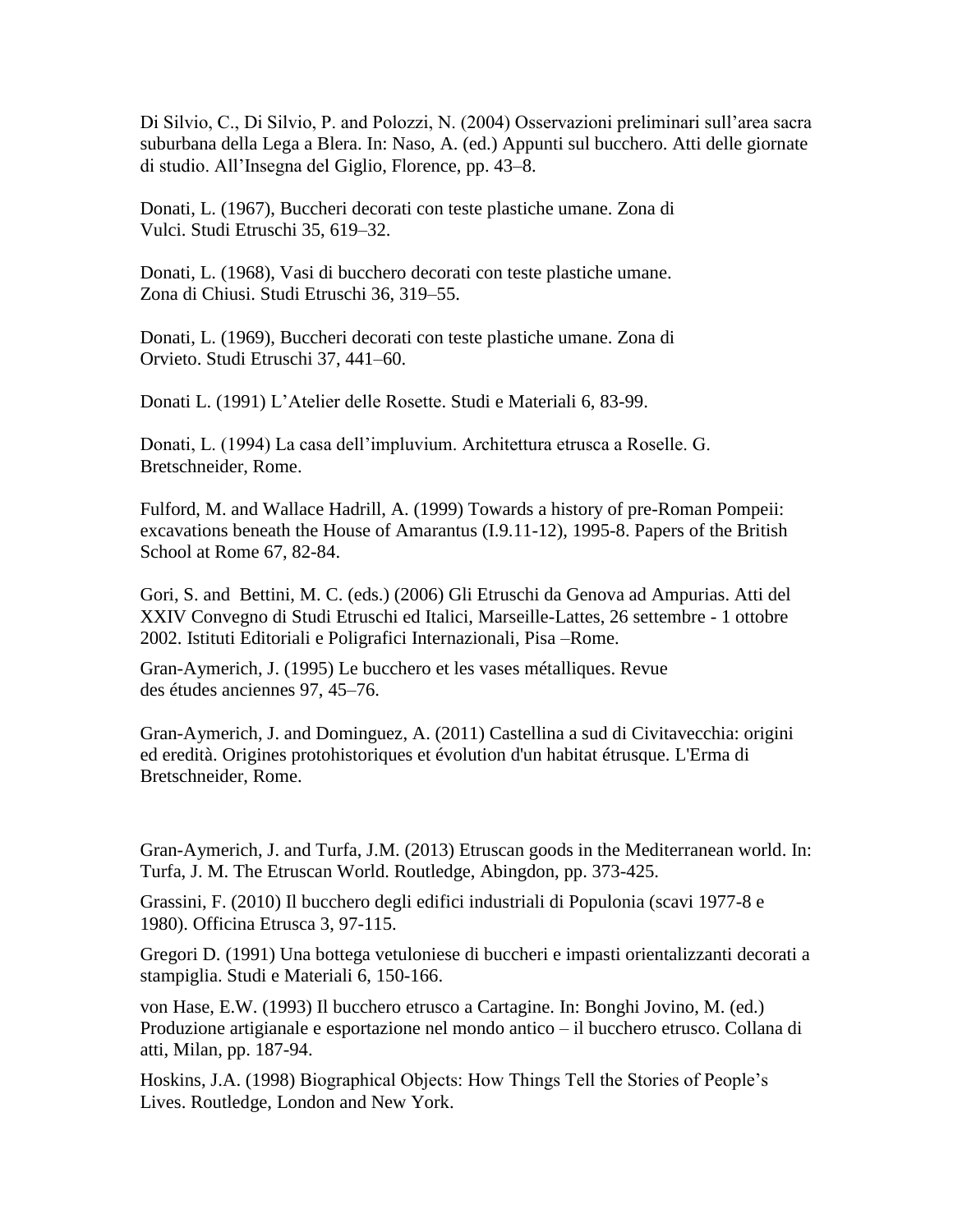Di Silvio, C., Di Silvio, P. and Polozzi, N. (2004) Osservazioni preliminari sull'area sacra suburbana della Lega a Blera. In: Naso, A. (ed.) Appunti sul bucchero. Atti delle giornate di studio. All'Insegna del Giglio, Florence, pp. 43–8.

Donati, L. (1967), Buccheri decorati con teste plastiche umane. Zona di Vulci. Studi Etruschi 35, 619–32.

Donati, L. (1968), Vasi di bucchero decorati con teste plastiche umane. Zona di Chiusi. Studi Etruschi 36, 319–55.

Donati, L. (1969), Buccheri decorati con teste plastiche umane. Zona di Orvieto. Studi Etruschi 37, 441–60.

Donati L. (1991) L'Atelier delle Rosette. Studi e Materiali 6, 83-99.

Donati, L. (1994) La casa dell'impluvium. Architettura etrusca a Roselle. G. Bretschneider, Rome.

Fulford, M. and Wallace Hadrill, A. (1999) Towards a history of pre-Roman Pompeii: excavations beneath the House of Amarantus (I.9.11-12), 1995-8. Papers of the British School at Rome 67, 82-84.

Gori, S. and Bettini, M. C. (eds.) (2006) Gli Etruschi da Genova ad Ampurias. Atti del XXIV Convegno di Studi Etruschi ed Italici, Marseille-Lattes, 26 settembre - 1 ottobre 2002. Istituti Editoriali e Poligrafici Internazionali, Pisa –Rome.

Gran-Aymerich, J. (1995) Le bucchero et les vases métalliques. Revue des études anciennes 97, 45–76.

Gran-Aymerich, J. and Dominguez, A. (2011) Castellina a sud di Civitavecchia: origini ed eredità. Origines protohistoriques et évolution d'un habitat étrusque. L'Erma di Bretschneider, Rome.

Gran-Aymerich, J. and Turfa, J.M. (2013) Etruscan goods in the Mediterranean world. In: Turfa, J. M. The Etruscan World. Routledge, Abingdon, pp. 373-425.

Grassini, F. (2010) Il bucchero degli edifici industriali di Populonia (scavi 1977-8 e 1980). Officina Etrusca 3, 97-115.

Gregori D. (1991) Una bottega vetuloniese di buccheri e impasti orientalizzanti decorati a stampiglia. Studi e Materiali 6, 150-166.

von Hase, E.W. (1993) Il bucchero etrusco a Cartagine. In: Bonghi Jovino, M. (ed.) Produzione artigianale e esportazione nel mondo antico – il bucchero etrusco. Collana di atti, Milan, pp. 187-94.

Hoskins, J.A. (1998) Biographical Objects: How Things Tell the Stories of People's Lives. Routledge, London and New York.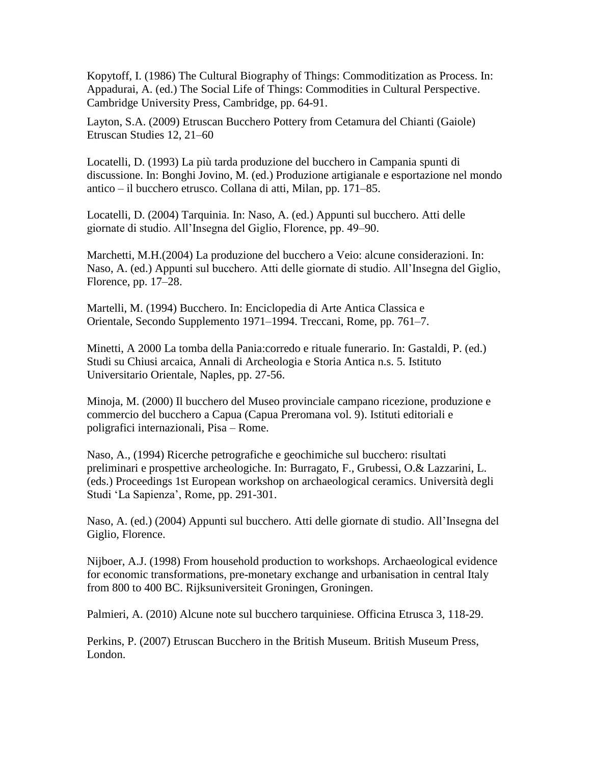Kopytoff, I. (1986) The Cultural Biography of Things: Commoditization as Process. In: Appadurai, A. (ed.) The Social Life of Things: Commodities in Cultural Perspective. Cambridge University Press, Cambridge, pp. 64-91.

Layton, S.A. (2009) Etruscan Bucchero Pottery from Cetamura del Chianti (Gaiole) Etruscan Studies 12, 21–60

Locatelli, D. (1993) La più tarda produzione del bucchero in Campania spunti di discussione. In: Bonghi Jovino, M. (ed.) Produzione artigianale e esportazione nel mondo antico – il bucchero etrusco. Collana di atti, Milan, pp. 171–85.

Locatelli, D. (2004) Tarquinia. In: Naso, A. (ed.) Appunti sul bucchero. Atti delle giornate di studio. All'Insegna del Giglio, Florence, pp. 49–90.

Marchetti, M.H.(2004) La produzione del bucchero a Veio: alcune considerazioni. In: Naso, A. (ed.) Appunti sul bucchero. Atti delle giornate di studio. All'Insegna del Giglio, Florence, pp. 17–28.

Martelli, M. (1994) Bucchero. In: Enciclopedia di Arte Antica Classica e Orientale, Secondo Supplemento 1971–1994. Treccani, Rome, pp. 761–7.

Minetti, A 2000 La tomba della Pania:corredo e rituale funerario. In: Gastaldi, P. (ed.) Studi su Chiusi arcaica, Annali di Archeologia e Storia Antica n.s. 5. Istituto Universitario Orientale, Naples, pp. 27-56.

Minoja, M. (2000) Il bucchero del Museo provinciale campano ricezione, produzione e commercio del bucchero a Capua (Capua Preromana vol. 9). Istituti editoriali e poligrafici internazionali, Pisa – Rome.

Naso, A., (1994) Ricerche petrografiche e geochimiche sul bucchero: risultati preliminari e prospettive archeologiche. In: Burragato, F., Grubessi, O.& Lazzarini, L. (eds.) Proceedings 1st European workshop on archaeological ceramics. Università degli Studi 'La Sapienza', Rome, pp. 291-301.

Naso, A. (ed.) (2004) Appunti sul bucchero. Atti delle giornate di studio. All'Insegna del Giglio, Florence.

Nijboer, A.J. (1998) From household production to workshops. Archaeological evidence for economic transformations, pre-monetary exchange and urbanisation in central Italy from 800 to 400 BC. Rijksuniversiteit Groningen, Groningen.

Palmieri, A. (2010) Alcune note sul bucchero tarquiniese. Officina Etrusca 3, 118-29.

Perkins, P. (2007) Etruscan Bucchero in the British Museum. British Museum Press, London.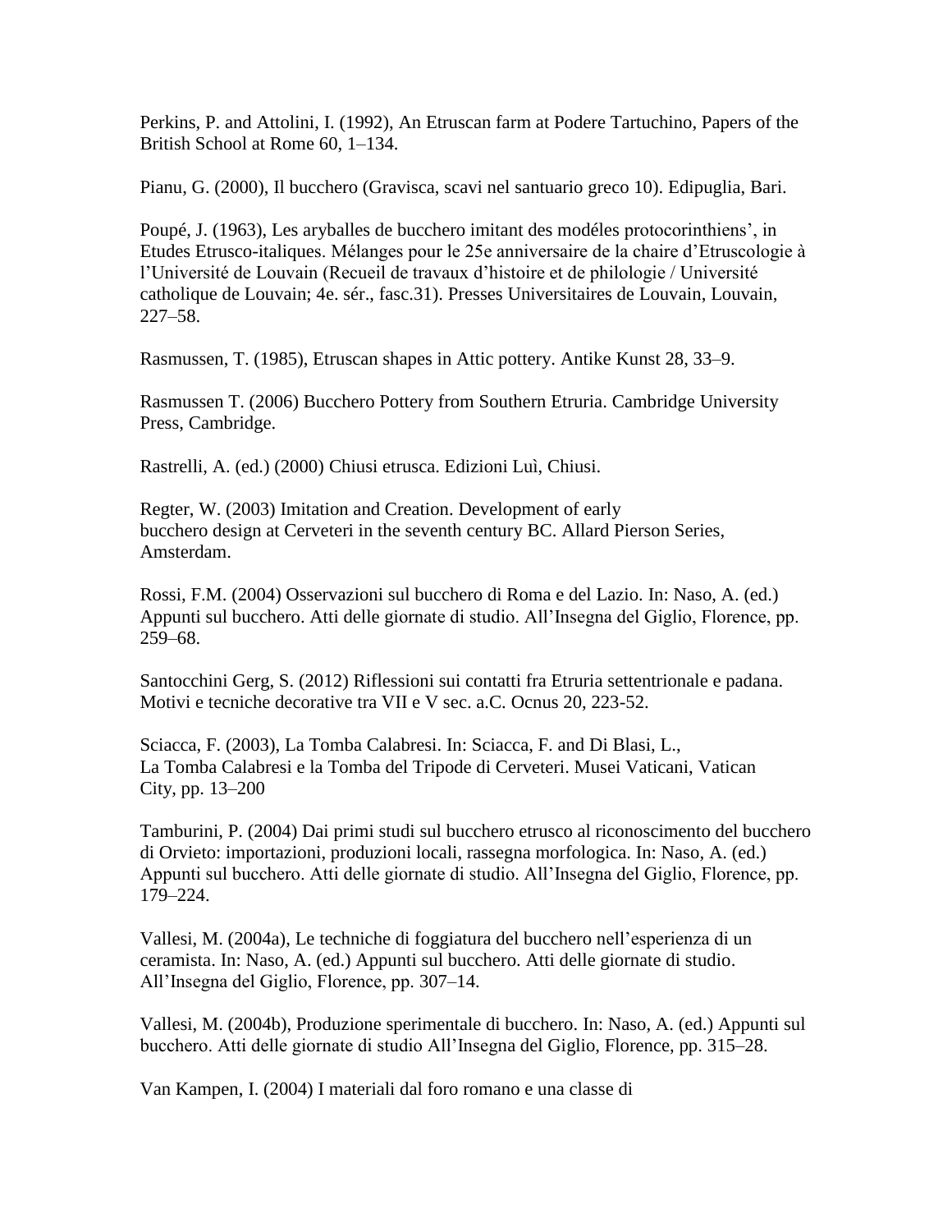Perkins, P. and Attolini, I. (1992), An Etruscan farm at Podere Tartuchino, Papers of the British School at Rome 60, 1–134.

Pianu, G. (2000), Il bucchero (Gravisca, scavi nel santuario greco 10). Edipuglia, Bari.

Poupé, J. (1963), Les aryballes de bucchero imitant des modéles protocorinthiens', in Etudes Etrusco-italiques. Mélanges pour le 25e anniversaire de la chaire d'Etruscologie à l'Université de Louvain (Recueil de travaux d'histoire et de philologie / Université catholique de Louvain; 4e. sér., fasc.31). Presses Universitaires de Louvain, Louvain, 227–58.

Rasmussen, T. (1985), Etruscan shapes in Attic pottery. Antike Kunst 28, 33–9.

Rasmussen T. (2006) Bucchero Pottery from Southern Etruria. Cambridge University Press, Cambridge.

Rastrelli, A. (ed.) (2000) Chiusi etrusca. Edizioni Luì, Chiusi.

Regter, W. (2003) Imitation and Creation. Development of early bucchero design at Cerveteri in the seventh century BC. Allard Pierson Series, Amsterdam.

Rossi, F.M. (2004) Osservazioni sul bucchero di Roma e del Lazio. In: Naso, A. (ed.) Appunti sul bucchero. Atti delle giornate di studio. All'Insegna del Giglio, Florence, pp. 259–68.

Santocchini Gerg, S. (2012) Riflessioni sui contatti fra Etruria settentrionale e padana. Motivi e tecniche decorative tra VII e V sec. a.C. Ocnus 20, 223-52.

Sciacca, F. (2003), La Tomba Calabresi. In: Sciacca, F. and Di Blasi, L., La Tomba Calabresi e la Tomba del Tripode di Cerveteri. Musei Vaticani, Vatican City, pp. 13–200

Tamburini, P. (2004) Dai primi studi sul bucchero etrusco al riconoscimento del bucchero di Orvieto: importazioni, produzioni locali, rassegna morfologica. In: Naso, A. (ed.) Appunti sul bucchero. Atti delle giornate di studio. All'Insegna del Giglio, Florence, pp. 179–224.

Vallesi, M. (2004a), Le techniche di foggiatura del bucchero nell'esperienza di un ceramista. In: Naso, A. (ed.) Appunti sul bucchero. Atti delle giornate di studio. All'Insegna del Giglio, Florence, pp. 307–14.

Vallesi, M. (2004b), Produzione sperimentale di bucchero. In: Naso, A. (ed.) Appunti sul bucchero. Atti delle giornate di studio All'Insegna del Giglio, Florence, pp. 315–28.

Van Kampen, I. (2004) I materiali dal foro romano e una classe di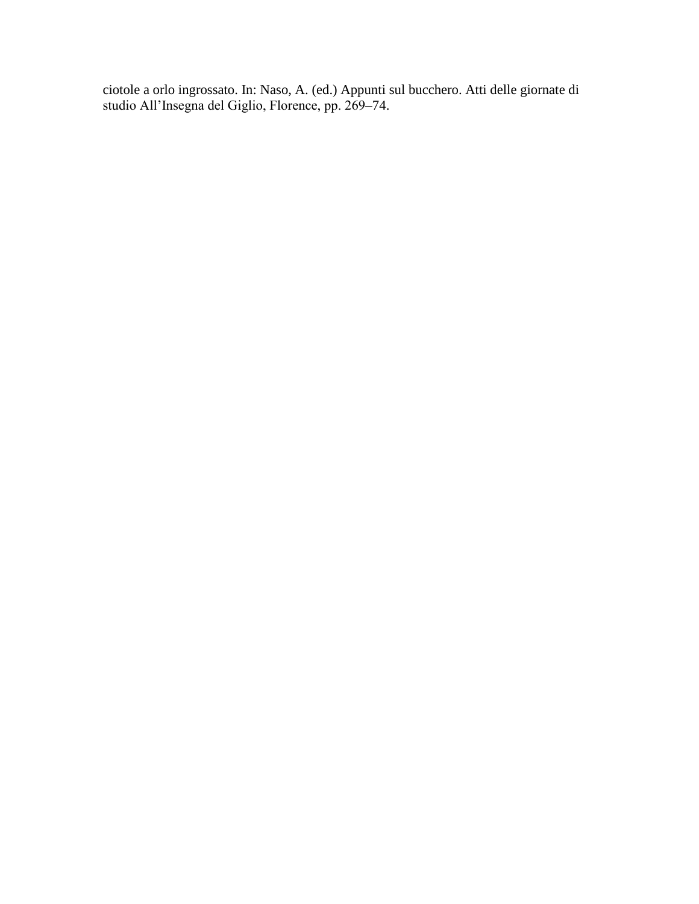ciotole a orlo ingrossato. In: Naso, A. (ed.) Appunti sul bucchero. Atti delle giornate di studio All'Insegna del Giglio, Florence, pp. 269–74.